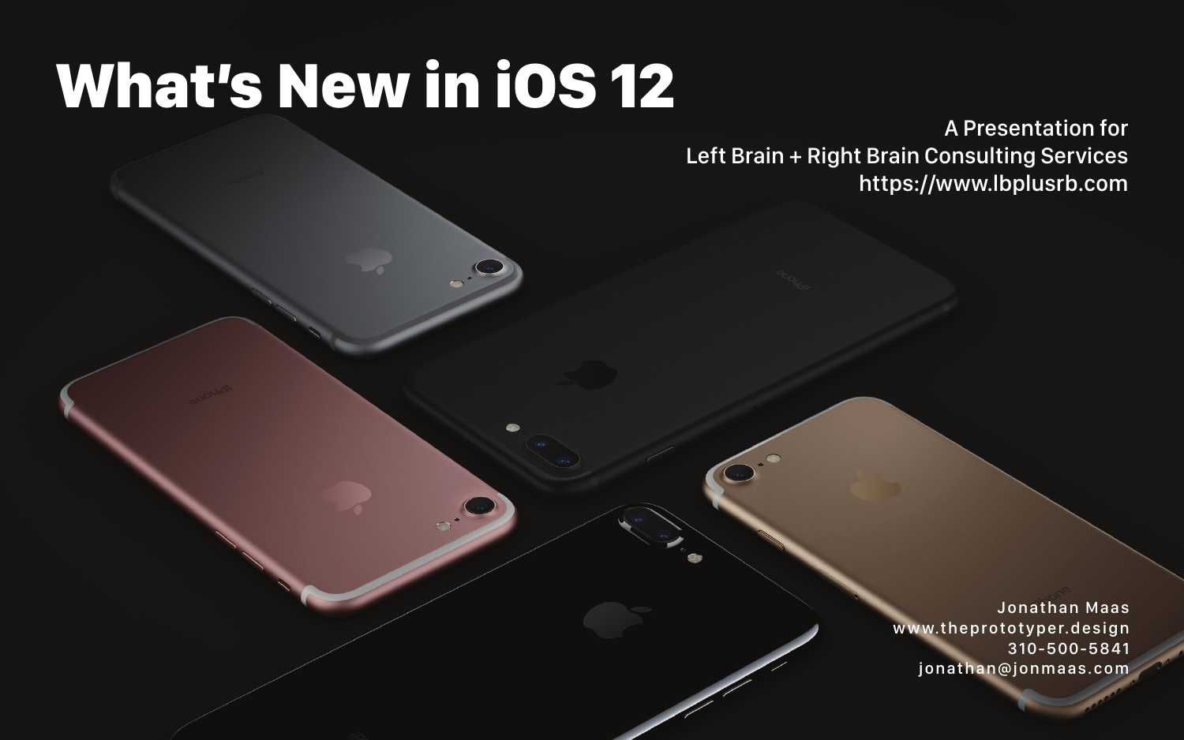# What's New in iOS 12

A Presentation for
Left Brain + Right Brain Consulting Services
https://www.lbplusrb.com

Jonathan Maas
www.theprototyper.design
310-500-5841
jonathan@jonmaas.com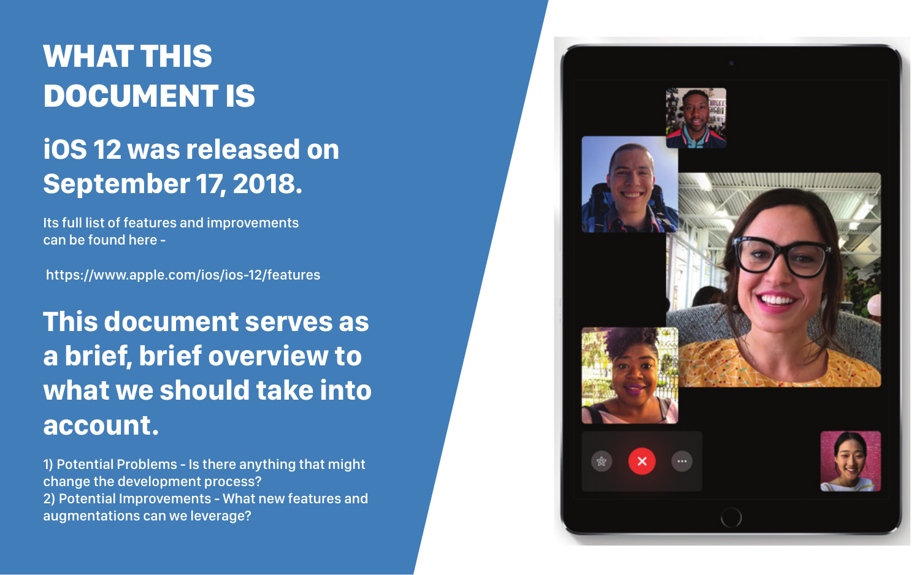# WHAT THIS DOCUMENT IS

## iOS 12 was released on September 17, 2018.

Its full list of features and improvements can be found here -

https://www.apple.com/ios/ios-12/features

## This document serves as a brief, brief overview to what we should take into account.

1) Potential Problems - Is there anything that might change the development process?
2) Potential Improvements - What new features and augmentations can we leverage?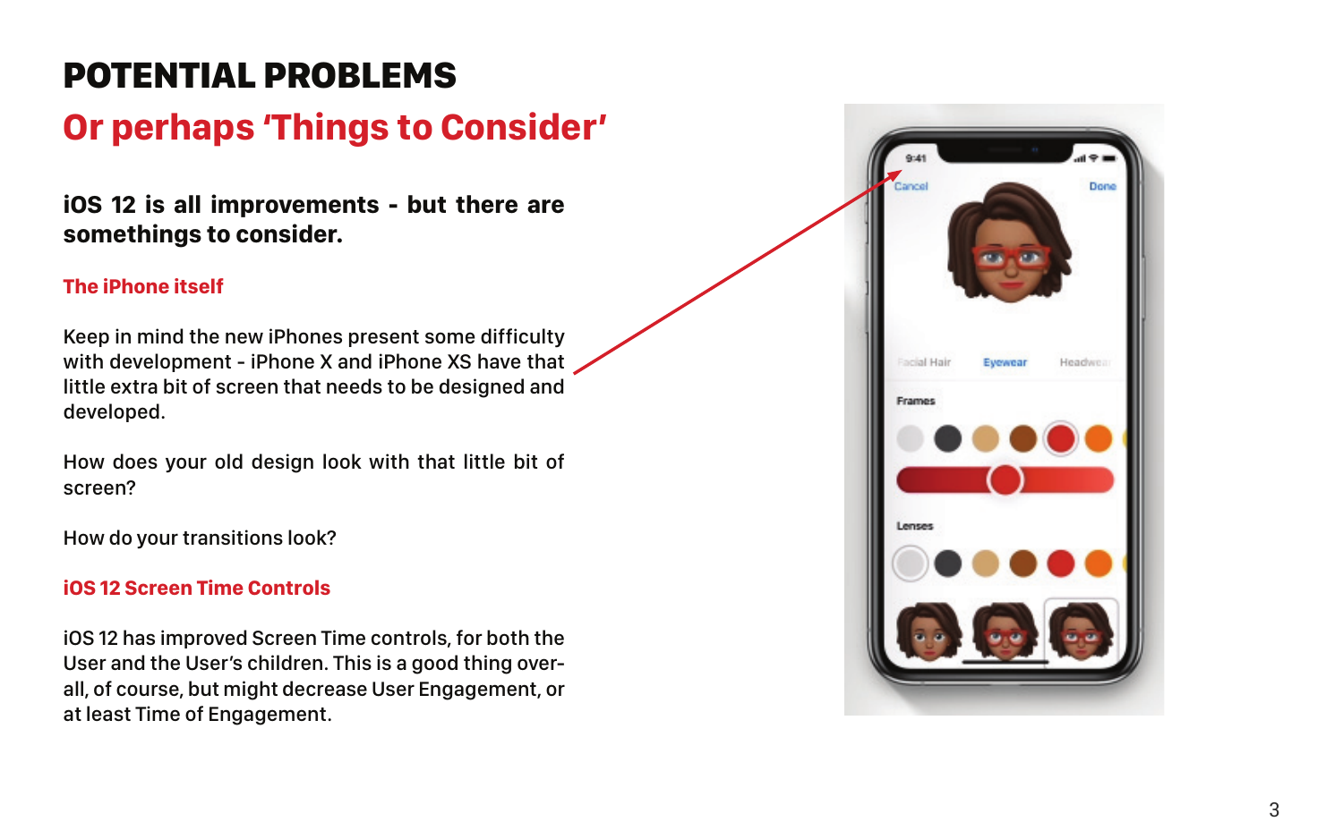# POTENTIAL PROBLEMS

## Or perhaps 'Things to Consider'

**iOS 12 is all improvements - but there are somethings to consider.**

### The iPhone itself

Keep in mind the new iPhones present some difficulty with development - iPhone X and iPhone XS have that little extra bit of screen that needs to be designed and developed.

How does your old design look with that little bit of screen?

How do your transitions look?

### iOS 12 Screen Time Controls

iOS 12 has improved Screen Time controls, for both the User and the User's children. This is a good thing overall, of course, but might decrease User Engagement, or at least Time of Engagement.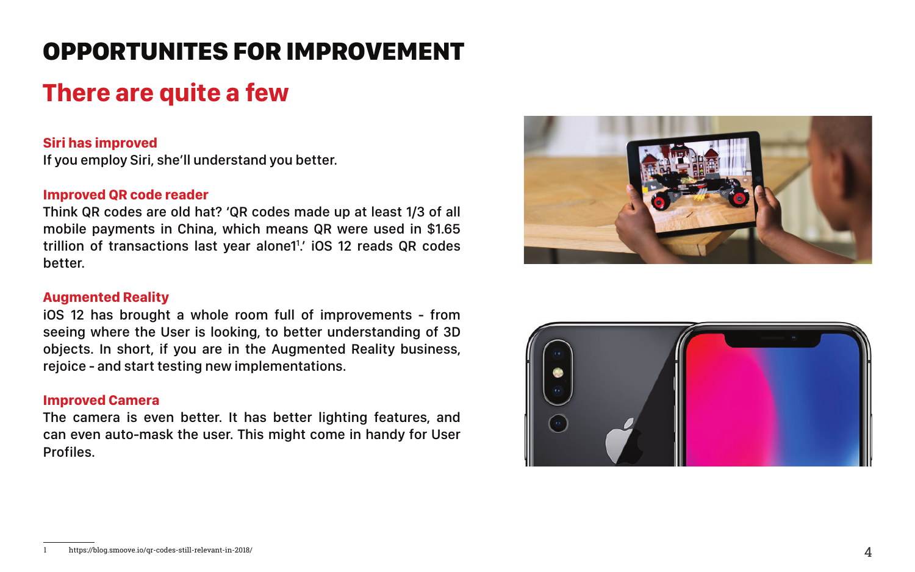# OPPORTUNITES FOR IMPROVEMENT

## There are quite a few

**Siri has improved**
If you employ Siri, she'll understand you better.

**Improved QR code reader**
Think QR codes are old hat? 'QR codes made up at least 1/3 of all mobile payments in China, which means QR were used in $1.65 trillion of transactions last year alone1[1].' iOS 12 reads QR codes better.

**Augmented Reality**
iOS 12 has brought a whole room full of improvements - from seeing where the User is looking, to better understanding of 3D objects. In short, if you are in the Augmented Reality business, rejoice - and start testing new implementations.

**Improved Camera**
The camera is even better. It has better lighting features, and can even auto-mask the user. This might come in handy for User Profiles.

1 https://blog.smoove.io/qr-codes-still-relevant-in-2018/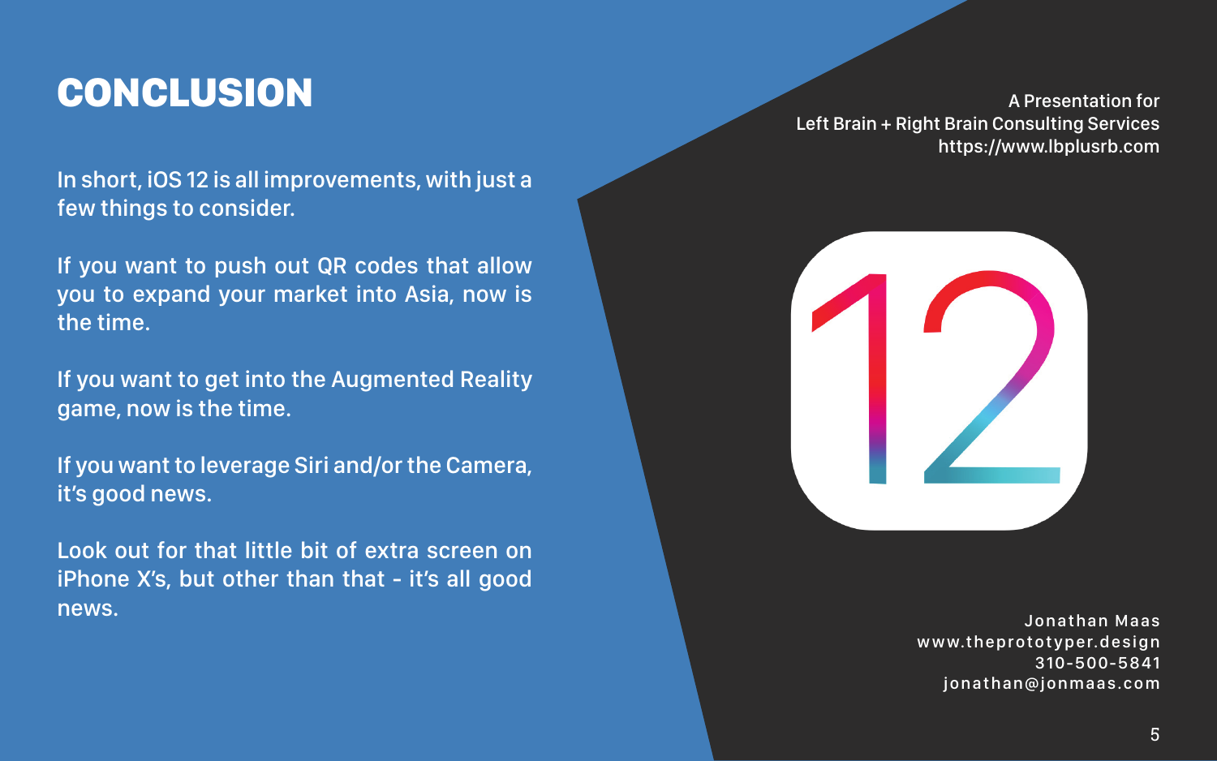# CONCLUSION

In short, iOS 12 is all improvements, with just a few things to consider.

If you want to push out QR codes that allow you to expand your market into Asia, now is the time.

If you want to get into the Augmented Reality game, now is the time.

If you want to leverage Siri and/or the Camera, it's good news.

Look out for that little bit of extra screen on iPhone X's, but other than that - it's all good news.

A Presentation for
Left Brain + Right Brain Consulting Services
https://www.lbplusrb.com

Jonathan Maas
www.theprototyper.design
310-500-5841
jonathan@jonmaas.com